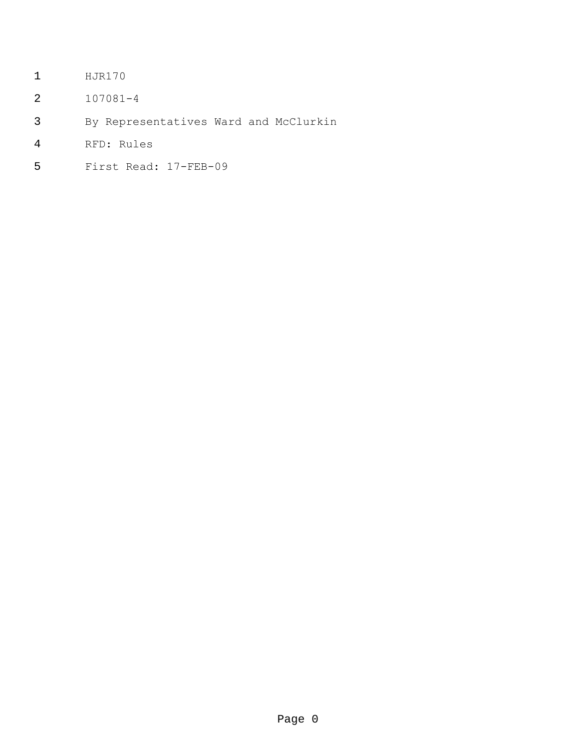HJR170

107081-4

By Representatives Ward and McClurkin

RFD: Rules

First Read: 17-FEB-09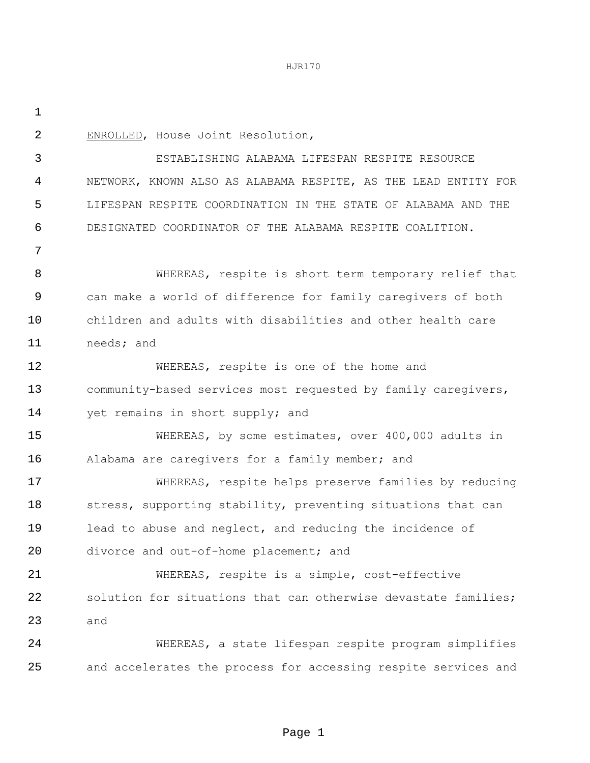ENROLLED, House Joint Resolution,

ESTABLISHING ALABAMA LIFESPAN RESPITE RESOURCE NETWORK, KNOWN ALSO AS ALABAMA RESPITE, AS THE LEAD ENTITY FOR LIFESPAN RESPITE COORDINATION IN THE STATE OF ALABAMA AND THE DESIGNATED COORDINATOR OF THE ALABAMA RESPITE COALITION.

WHEREAS, respite is short term temporary relief that can make a world of difference for family caregivers of both children and adults with disabilities and other health care needs; and

WHEREAS, respite is one of the home and community-based services most requested by family caregivers, yet remains in short supply; and

WHEREAS, by some estimates, over 400,000 adults in Alabama are caregivers for a family member; and

WHEREAS, respite helps preserve families by reducing stress, supporting stability, preventing situations that can lead to abuse and neglect, and reducing the incidence of divorce and out-of-home placement; and

WHEREAS, respite is a simple, cost-effective solution for situations that can otherwise devastate families; and

WHEREAS, a state lifespan respite program simplifies and accelerates the process for accessing respite services and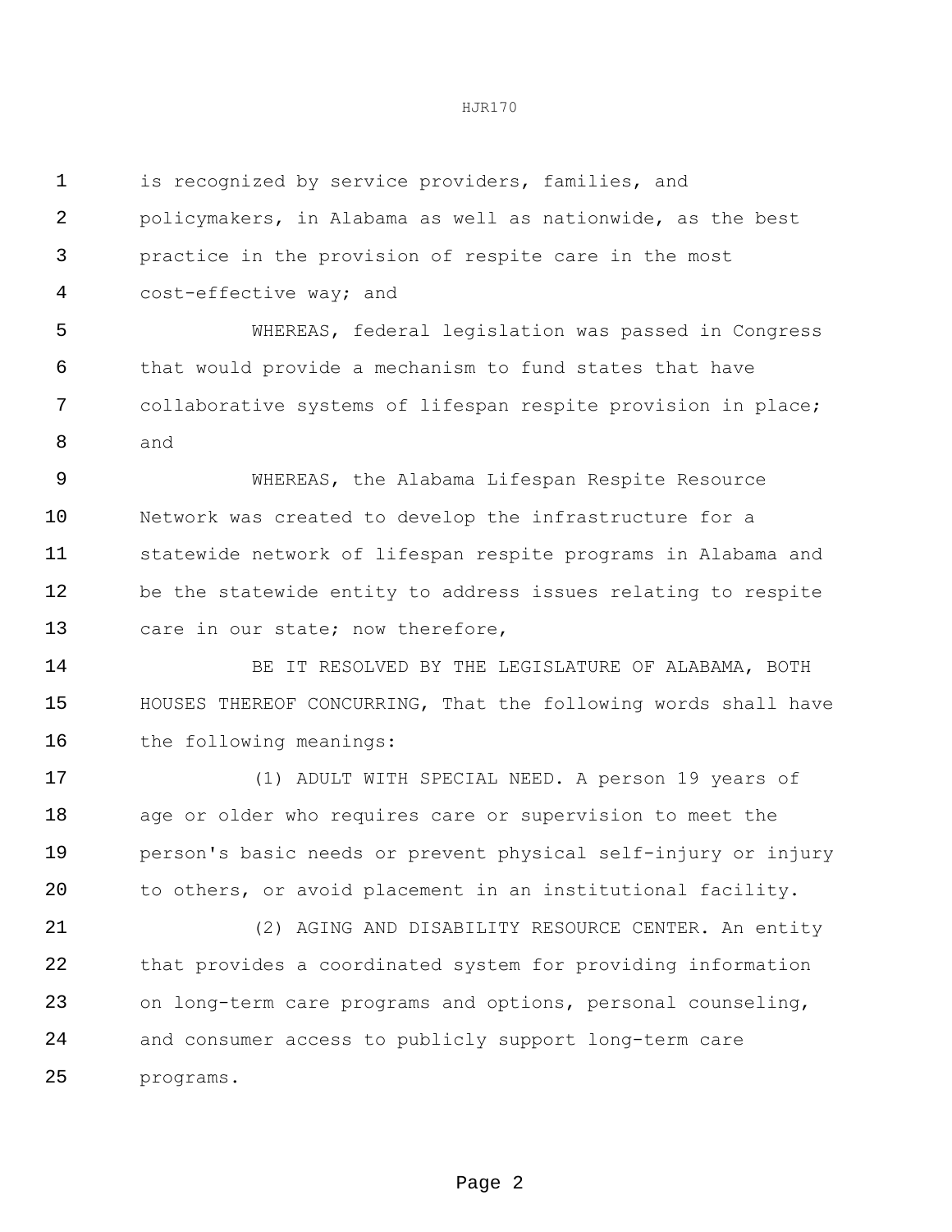is recognized by service providers, families, and policymakers, in Alabama as well as nationwide, as the best practice in the provision of respite care in the most cost-effective way; and

WHEREAS, federal legislation was passed in Congress that would provide a mechanism to fund states that have collaborative systems of lifespan respite provision in place; and

WHEREAS, the Alabama Lifespan Respite Resource Network was created to develop the infrastructure for a statewide network of lifespan respite programs in Alabama and be the statewide entity to address issues relating to respite care in our state; now therefore,

BE IT RESOLVED BY THE LEGISLATURE OF ALABAMA, BOTH HOUSES THEREOF CONCURRING, That the following words shall have the following meanings:

(1) ADULT WITH SPECIAL NEED. A person 19 years of age or older who requires care or supervision to meet the person's basic needs or prevent physical self-injury or injury to others, or avoid placement in an institutional facility.

(2) AGING AND DISABILITY RESOURCE CENTER. An entity that provides a coordinated system for providing information on long-term care programs and options, personal counseling, and consumer access to publicly support long-term care programs.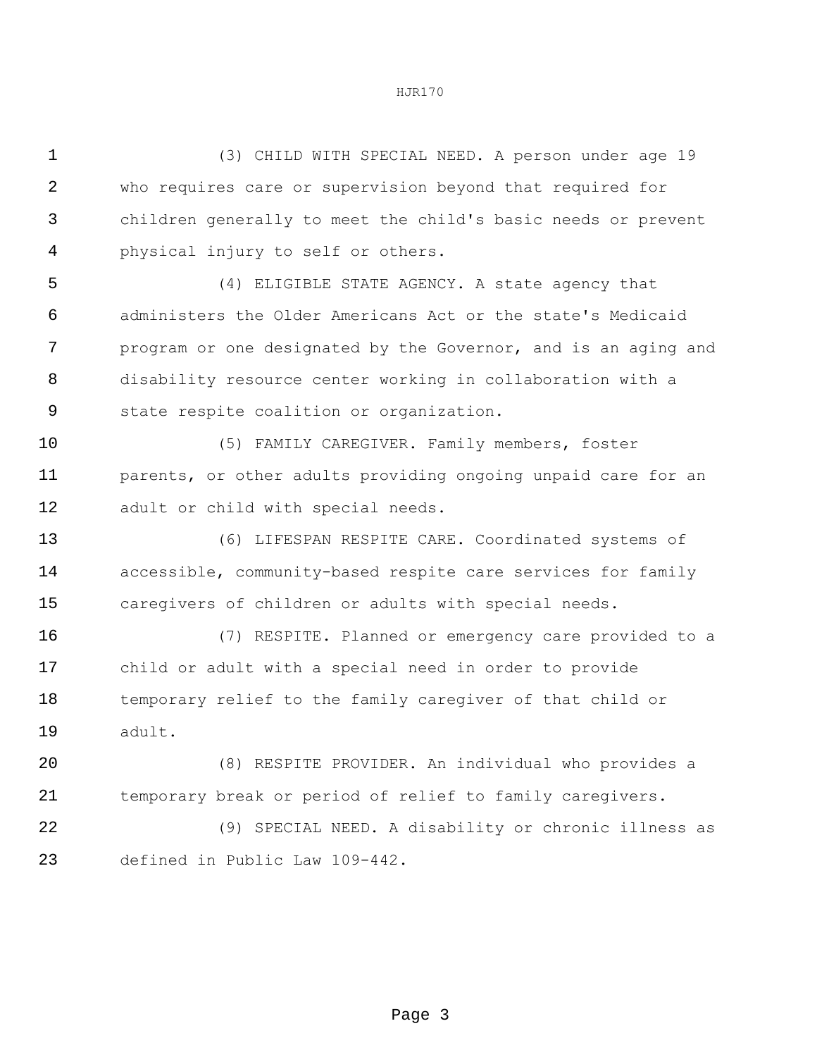(3) CHILD WITH SPECIAL NEED. A person under age 19 who requires care or supervision beyond that required for children generally to meet the child's basic needs or prevent physical injury to self or others.

(4) ELIGIBLE STATE AGENCY. A state agency that administers the Older Americans Act or the state's Medicaid program or one designated by the Governor, and is an aging and disability resource center working in collaboration with a state respite coalition or organization.

(5) FAMILY CAREGIVER. Family members, foster parents, or other adults providing ongoing unpaid care for an adult or child with special needs.

(6) LIFESPAN RESPITE CARE. Coordinated systems of accessible, community-based respite care services for family caregivers of children or adults with special needs.

(7) RESPITE. Planned or emergency care provided to a child or adult with a special need in order to provide temporary relief to the family caregiver of that child or adult.

(8) RESPITE PROVIDER. An individual who provides a temporary break or period of relief to family caregivers.

(9) SPECIAL NEED. A disability or chronic illness as defined in Public Law 109-442.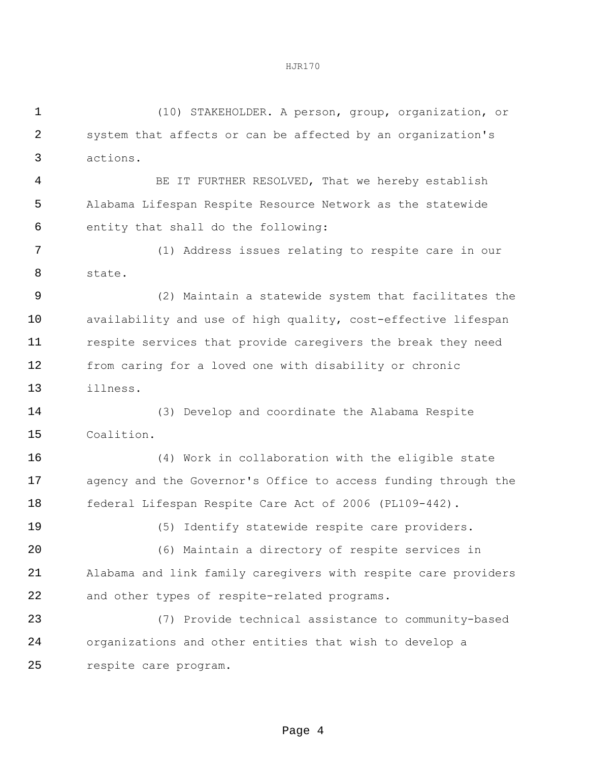(10) STAKEHOLDER. A person, group, organization, or system that affects or can be affected by an organization's actions.

BE IT FURTHER RESOLVED, That we hereby establish Alabama Lifespan Respite Resource Network as the statewide entity that shall do the following:

(1) Address issues relating to respite care in our state.

(2) Maintain a statewide system that facilitates the availability and use of high quality, cost-effective lifespan respite services that provide caregivers the break they need from caring for a loved one with disability or chronic illness.

(3) Develop and coordinate the Alabama Respite Coalition.

(4) Work in collaboration with the eligible state agency and the Governor's Office to access funding through the federal Lifespan Respite Care Act of 2006 (PL109-442).

(5) Identify statewide respite care providers.

(6) Maintain a directory of respite services in Alabama and link family caregivers with respite care providers and other types of respite-related programs.

(7) Provide technical assistance to community-based organizations and other entities that wish to develop a respite care program.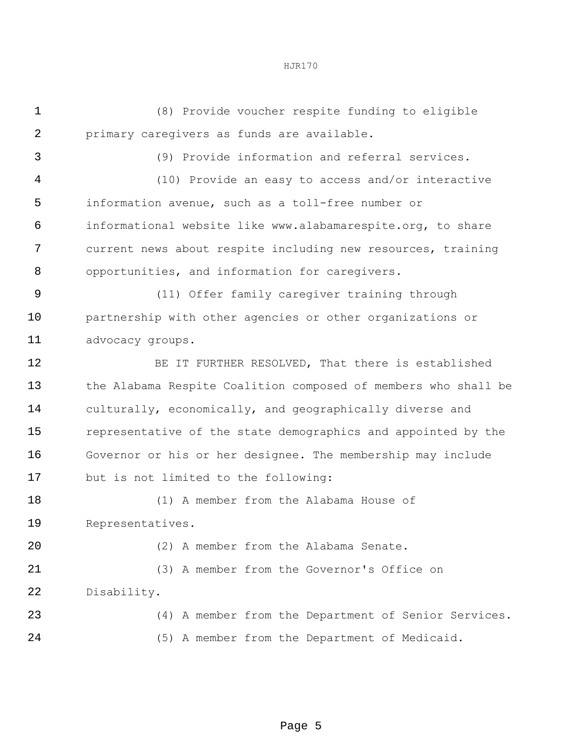(8) Provide voucher respite funding to eligible primary caregivers as funds are available.

(9) Provide information and referral services.

(10) Provide an easy to access and/or interactive information avenue, such as a toll-free number or informational website like www.alabamarespite.org, to share current news about respite including new resources, training opportunities, and information for caregivers.

(11) Offer family caregiver training through partnership with other agencies or other organizations or advocacy groups.

BE IT FURTHER RESOLVED, That there is established the Alabama Respite Coalition composed of members who shall be culturally, economically, and geographically diverse and representative of the state demographics and appointed by the Governor or his or her designee. The membership may include but is not limited to the following:

(1) A member from the Alabama House of Representatives.

(2) A member from the Alabama Senate.

(3) A member from the Governor's Office on Disability.

(4) A member from the Department of Senior Services.

(5) A member from the Department of Medicaid.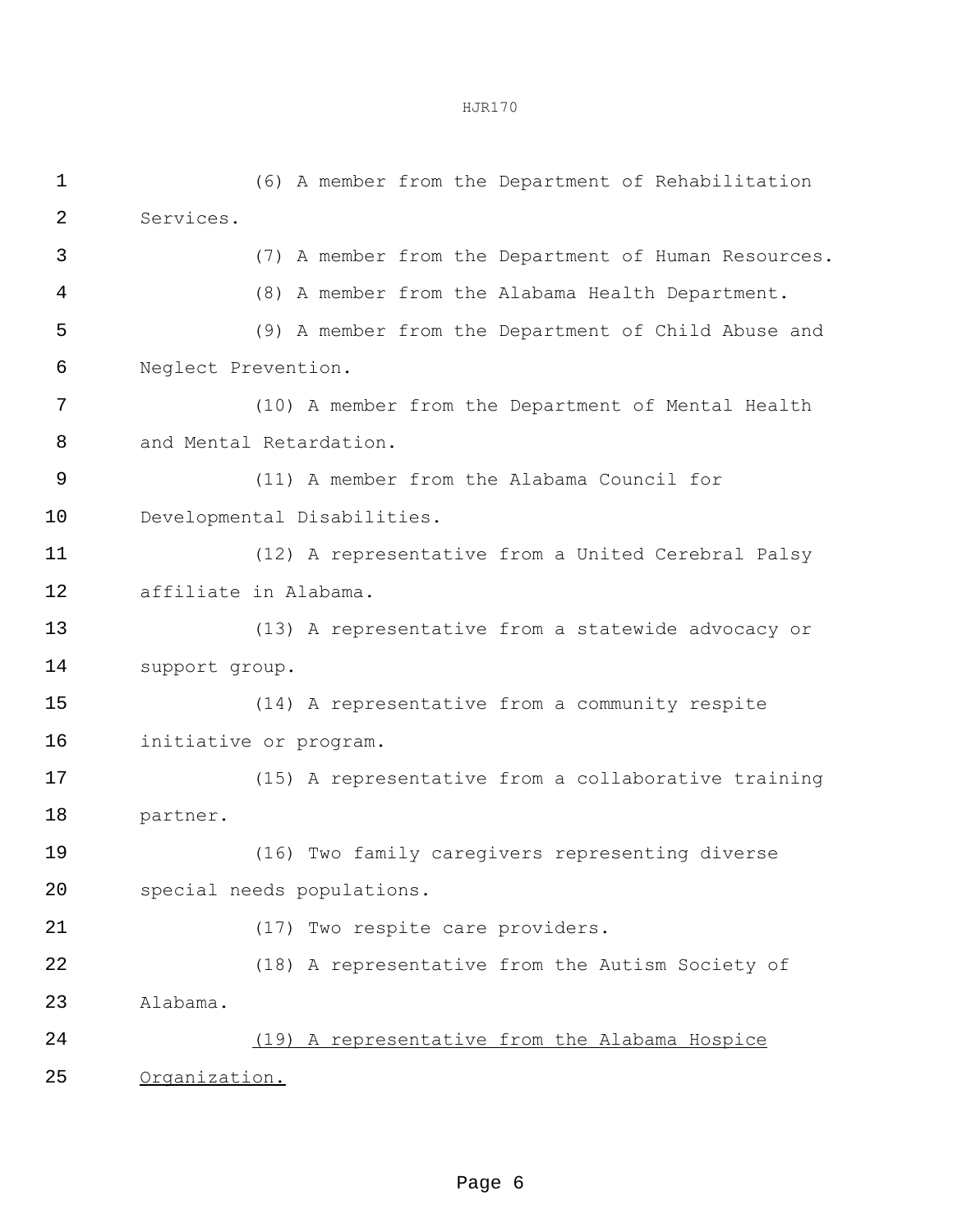(6) A member from the Department of Rehabilitation Services.

(7) A member from the Department of Human Resources.

(8) A member from the Alabama Health Department.

(9) A member from the Department of Child Abuse and Neglect Prevention.

(10) A member from the Department of Mental Health and Mental Retardation.

(11) A member from the Alabama Council for Developmental Disabilities.

(12) A representative from a United Cerebral Palsy affiliate in Alabama.

(13) A representative from a statewide advocacy or support group.

(14) A representative from a community respite initiative or program.

(15) A representative from a collaborative training partner.

(16) Two family caregivers representing diverse special needs populations.

(17) Two respite care providers.

(18) A representative from the Autism Society of Alabama.

<u>(19) A representative from the Alabama Hospice Organization.</u>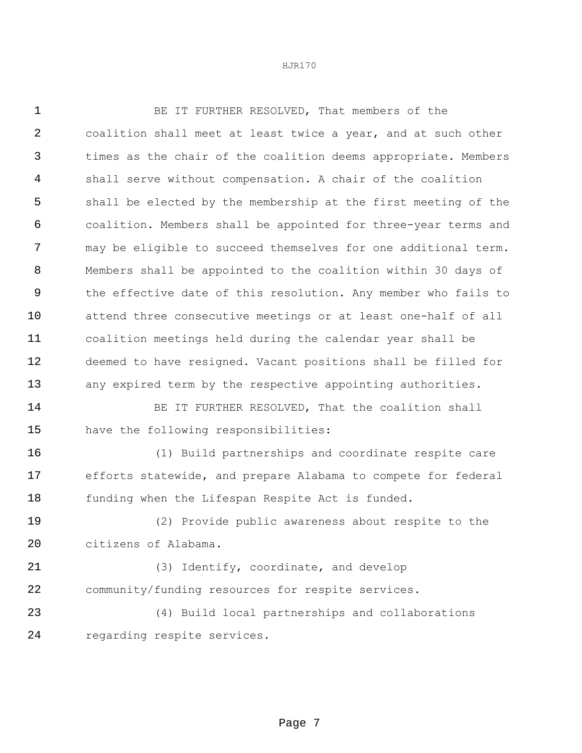BE IT FURTHER RESOLVED, That members of the coalition shall meet at least twice a year, and at such other times as the chair of the coalition deems appropriate. Members shall serve without compensation. A chair of the coalition shall be elected by the membership at the first meeting of the coalition. Members shall be appointed for three-year terms and may be eligible to succeed themselves for one additional term. Members shall be appointed to the coalition within 30 days of the effective date of this resolution. Any member who fails to attend three consecutive meetings or at least one-half of all coalition meetings held during the calendar year shall be deemed to have resigned. Vacant positions shall be filled for any expired term by the respective appointing authorities.

BE IT FURTHER RESOLVED, That the coalition shall have the following responsibilities:

(1) Build partnerships and coordinate respite care efforts statewide, and prepare Alabama to compete for federal funding when the Lifespan Respite Act is funded.

(2) Provide public awareness about respite to the citizens of Alabama.

(3) Identify, coordinate, and develop community/funding resources for respite services.

(4) Build local partnerships and collaborations regarding respite services.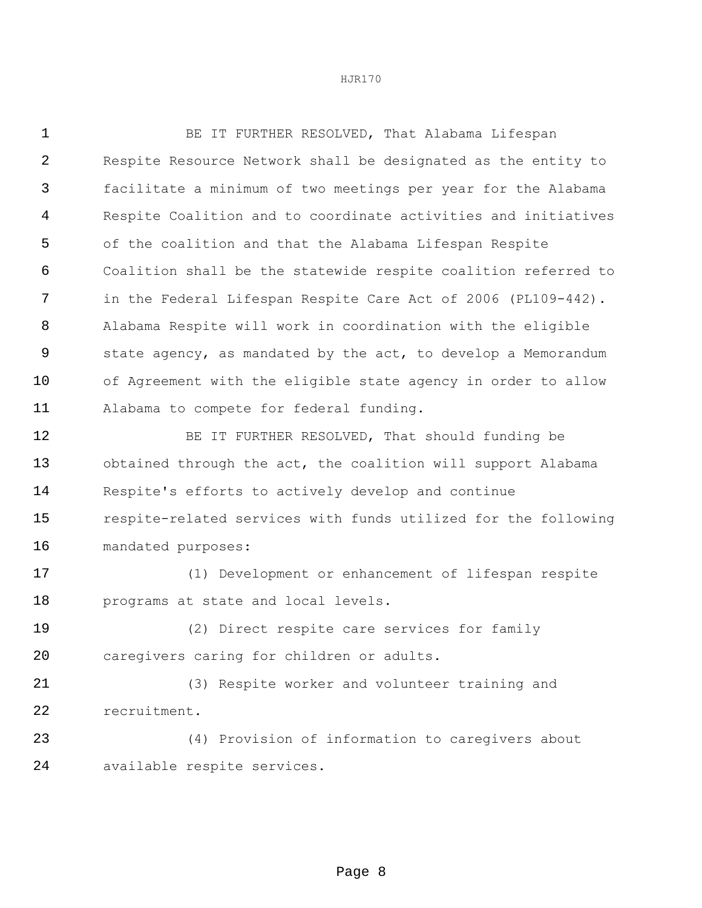BE IT FURTHER RESOLVED, That Alabama Lifespan Respite Resource Network shall be designated as the entity to facilitate a minimum of two meetings per year for the Alabama Respite Coalition and to coordinate activities and initiatives of the coalition and that the Alabama Lifespan Respite Coalition shall be the statewide respite coalition referred to in the Federal Lifespan Respite Care Act of 2006 (PL109-442). Alabama Respite will work in coordination with the eligible state agency, as mandated by the act, to develop a Memorandum of Agreement with the eligible state agency in order to allow Alabama to compete for federal funding.

BE IT FURTHER RESOLVED, That should funding be obtained through the act, the coalition will support Alabama Respite's efforts to actively develop and continue respite-related services with funds utilized for the following mandated purposes:

(1) Development or enhancement of lifespan respite programs at state and local levels.

(2) Direct respite care services for family caregivers caring for children or adults.

(3) Respite worker and volunteer training and recruitment.

(4) Provision of information to caregivers about available respite services.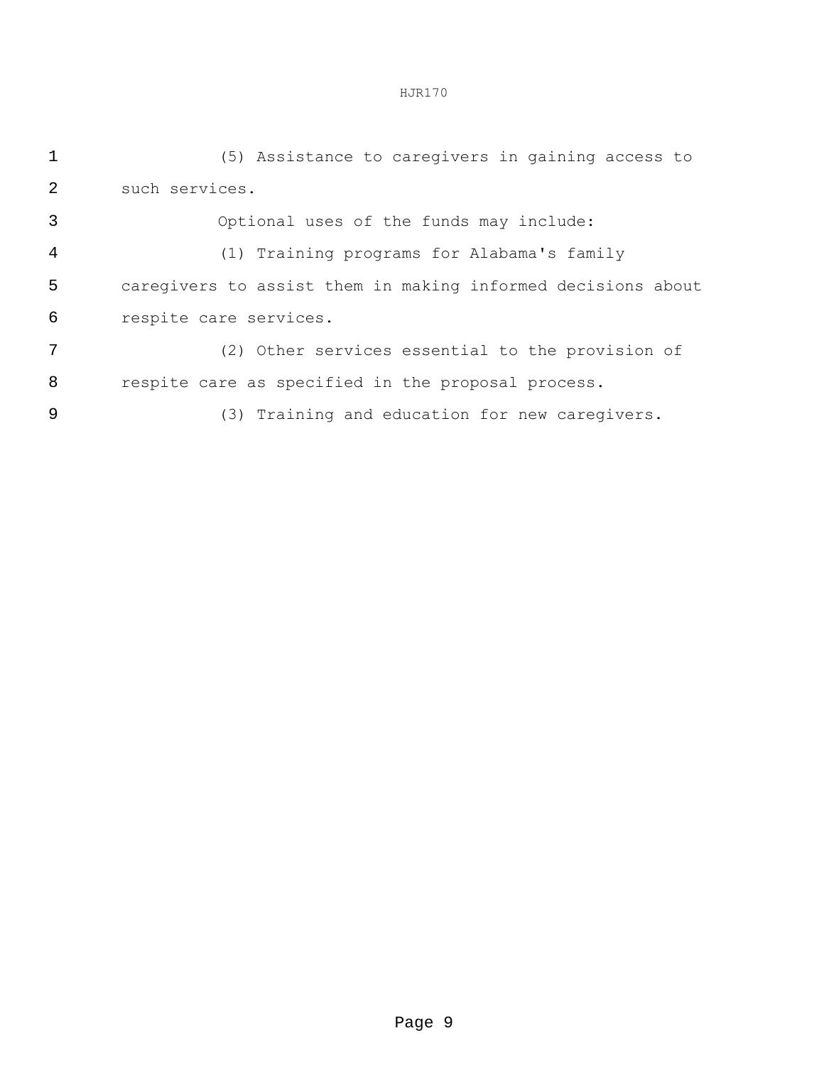(5) Assistance to caregivers in gaining access to such services.

Optional uses of the funds may include:

(1) Training programs for Alabama's family caregivers to assist them in making informed decisions about respite care services.

(2) Other services essential to the provision of respite care as specified in the proposal process.

(3) Training and education for new caregivers.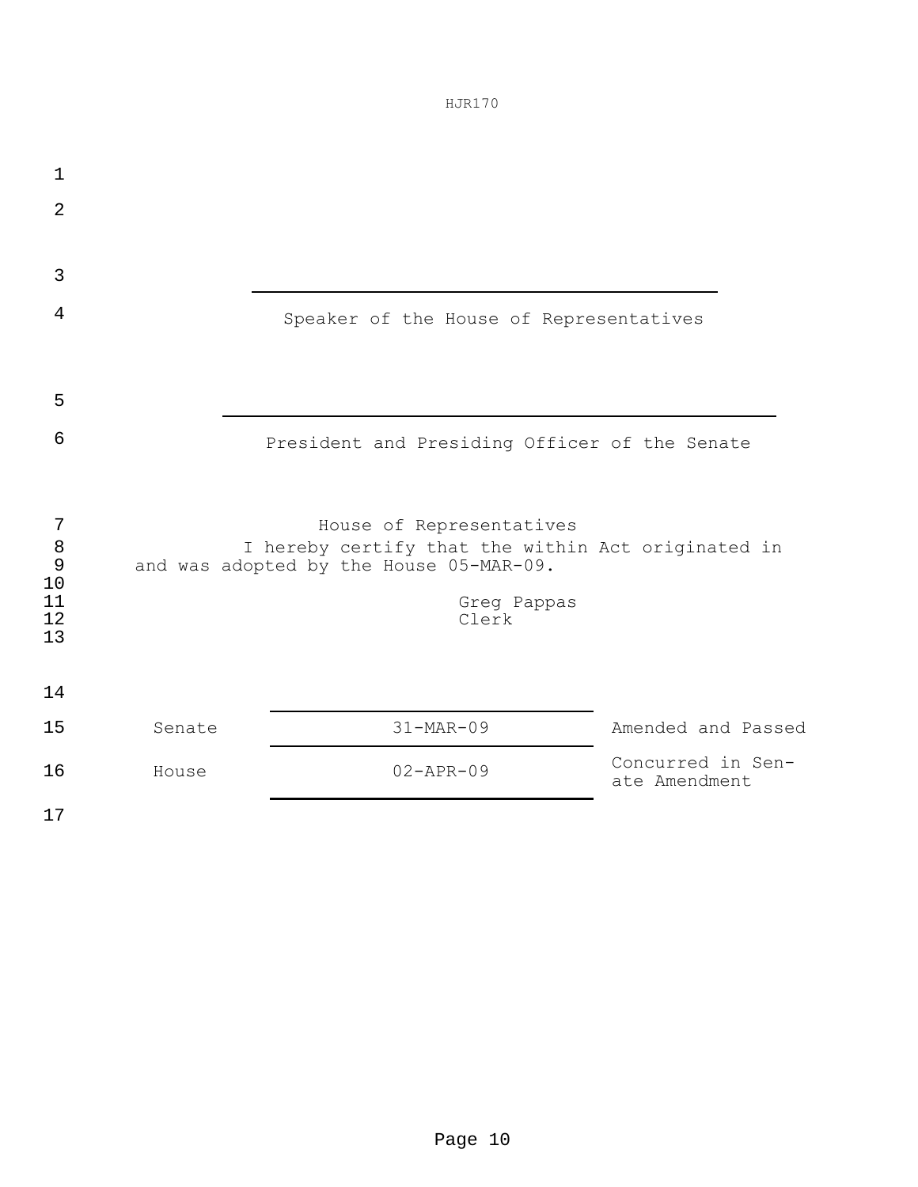\_\_\_\_\_\_\_\_\_\_\_\_\_\_\_\_\_\_\_\_\_\_\_\_\_\_\_\_\_\_\_\_\_\_\_\_\_\_\_\_\_\_\_\_

Speaker of the House of Representatives

\_\_\_\_\_\_\_\_\_\_\_\_\_\_\_\_\_\_\_\_\_\_\_\_\_\_\_\_\_\_\_\_\_\_\_\_\_\_\_\_\_\_\_\_

President and Presiding Officer of the Senate

House of Representatives

I hereby certify that the within Act originated in and was adopted by the House 05-MAR-09.

Greg Pappas
Clerk

| | | |
|---|---|---|
| Senate | 31-MAR-09 | Amended and Passed |
| House | 02-APR-09 | Concurred in Senate Amendment |